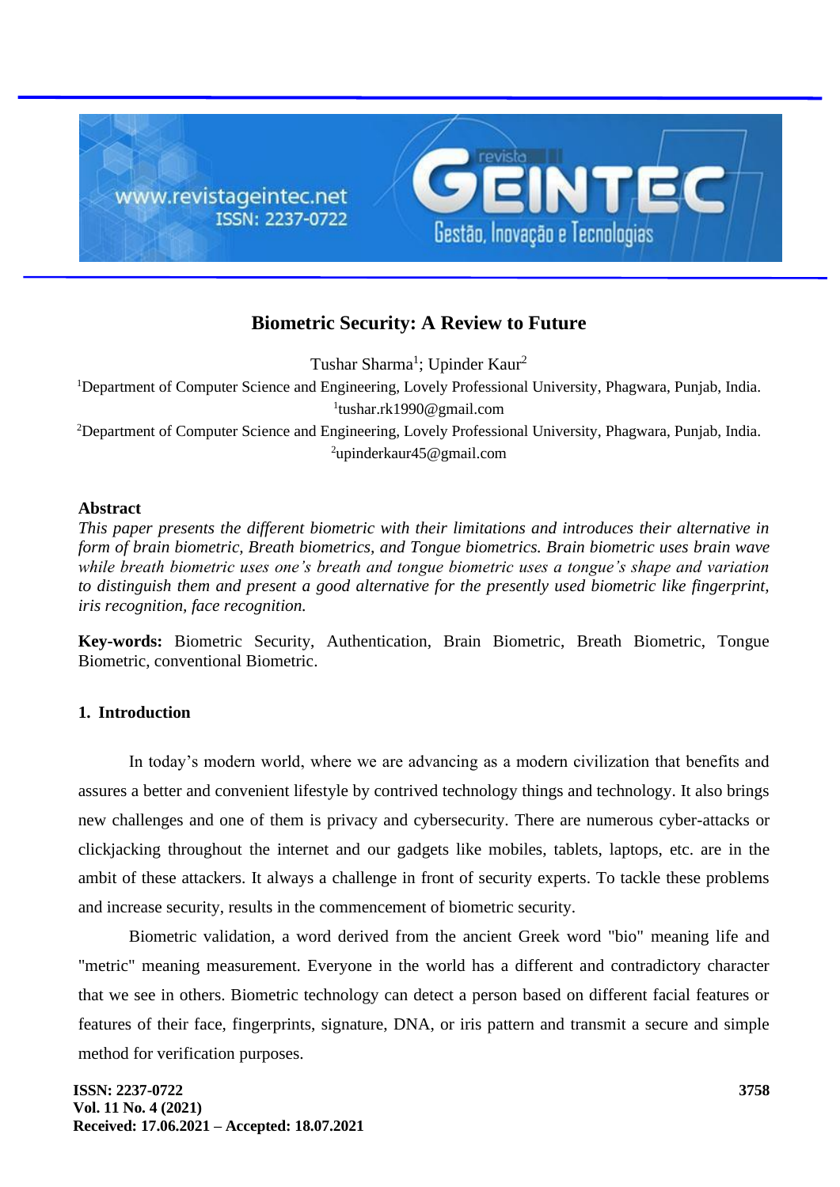# Biometric Security: A Review to Future

Tushar Sharma[1]; Upinder Kaur[2]

[1]Department of Computer Science and Engineering, Lovely Professional University, Phagwara, Punjab, India.
[1]tushar.rk1990@gmail.com

[2]Department of Computer Science and Engineering, Lovely Professional University, Phagwara, Punjab, India.
[2]upinderkaur45@gmail.com

## Abstract

*This paper presents the different biometric with their limitations and introduces their alternative in form of brain biometric, Breath biometrics, and Tongue biometrics. Brain biometric uses brain wave while breath biometric uses one's breath and tongue biometric uses a tongue's shape and variation to distinguish them and present a good alternative for the presently used biometric like fingerprint, iris recognition, face recognition.*

**Key-words:** Biometric Security, Authentication, Brain Biometric, Breath Biometric, Tongue Biometric, conventional Biometric.

## 1. Introduction

In today's modern world, where we are advancing as a modern civilization that benefits and assures a better and convenient lifestyle by contrived technology things and technology. It also brings new challenges and one of them is privacy and cybersecurity. There are numerous cyber-attacks or clickjacking throughout the internet and our gadgets like mobiles, tablets, laptops, etc. are in the ambit of these attackers. It always a challenge in front of security experts. To tackle these problems and increase security, results in the commencement of biometric security.

Biometric validation, a word derived from the ancient Greek word "bio" meaning life and "metric" meaning measurement. Everyone in the world has a different and contradictory character that we see in others. Biometric technology can detect a person based on different facial features or features of their face, fingerprints, signature, DNA, or iris pattern and transmit a secure and simple method for verification purposes.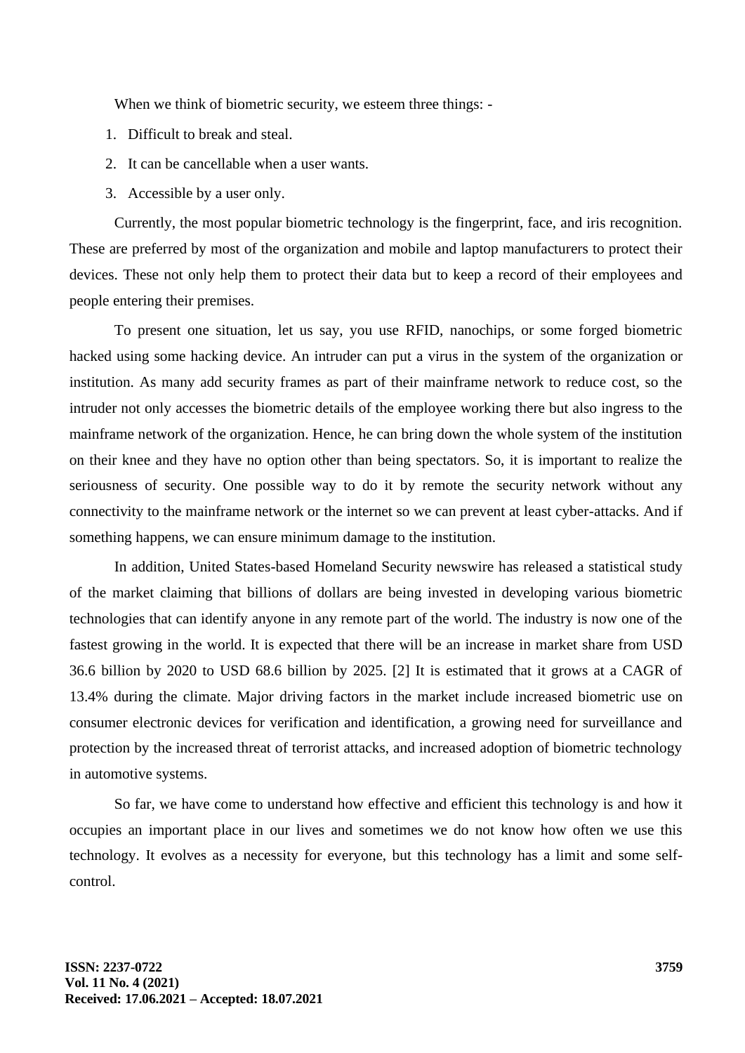When we think of biometric security, we esteem three things: -

1. Difficult to break and steal.
2. It can be cancellable when a user wants.
3. Accessible by a user only.

Currently, the most popular biometric technology is the fingerprint, face, and iris recognition. These are preferred by most of the organization and mobile and laptop manufacturers to protect their devices. These not only help them to protect their data but to keep a record of their employees and people entering their premises.

To present one situation, let us say, you use RFID, nanochips, or some forged biometric hacked using some hacking device. An intruder can put a virus in the system of the organization or institution. As many add security frames as part of their mainframe network to reduce cost, so the intruder not only accesses the biometric details of the employee working there but also ingress to the mainframe network of the organization. Hence, he can bring down the whole system of the institution on their knee and they have no option other than being spectators. So, it is important to realize the seriousness of security. One possible way to do it by remote the security network without any connectivity to the mainframe network or the internet so we can prevent at least cyber-attacks. And if something happens, we can ensure minimum damage to the institution.

In addition, United States-based Homeland Security newswire has released a statistical study of the market claiming that billions of dollars are being invested in developing various biometric technologies that can identify anyone in any remote part of the world. The industry is now one of the fastest growing in the world. It is expected that there will be an increase in market share from USD 36.6 billion by 2020 to USD 68.6 billion by 2025. [2] It is estimated that it grows at a CAGR of 13.4% during the climate. Major driving factors in the market include increased biometric use on consumer electronic devices for verification and identification, a growing need for surveillance and protection by the increased threat of terrorist attacks, and increased adoption of biometric technology in automotive systems.

So far, we have come to understand how effective and efficient this technology is and how it occupies an important place in our lives and sometimes we do not know how often we use this technology. It evolves as a necessity for everyone, but this technology has a limit and some self-control.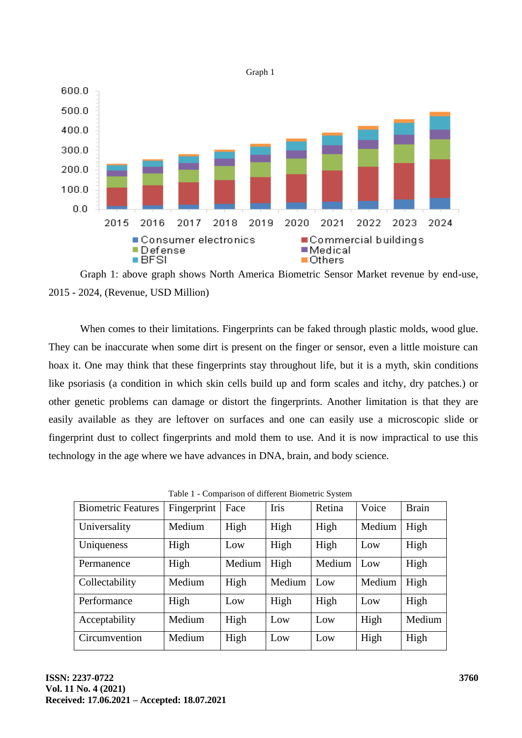Graph 1

Graph 1: above graph shows North America Biometric Sensor Market revenue by end-use, 2015 - 2024, (Revenue, USD Million)

When comes to their limitations. Fingerprints can be faked through plastic molds, wood glue. They can be inaccurate when some dirt is present on the finger or sensor, even a little moisture can hoax it. One may think that these fingerprints stay throughout life, but it is a myth, skin conditions like psoriasis (a condition in which skin cells build up and form scales and itchy, dry patches.) or other genetic problems can damage or distort the fingerprints. Another limitation is that they are easily available as they are leftover on surfaces and one can easily use a microscopic slide or fingerprint dust to collect fingerprints and mold them to use. And it is now impractical to use this technology in the age where we have advances in DNA, brain, and body science.

Table 1 - Comparison of different Biometric System

| Biometric Features | Fingerprint | Face | Iris | Retina | Voice | Brain |
|---|---|---|---|---|---|---|
| Universality | Medium | High | High | High | Medium | High |
| Uniqueness | High | Low | High | High | Low | High |
| Permanence | High | Medium | High | Medium | Low | High |
| Collectability | Medium | High | Medium | Low | Medium | High |
| Performance | High | Low | High | High | Low | High |
| Acceptability | Medium | High | Low | Low | High | Medium |
| Circumvention | Medium | High | Low | Low | High | High |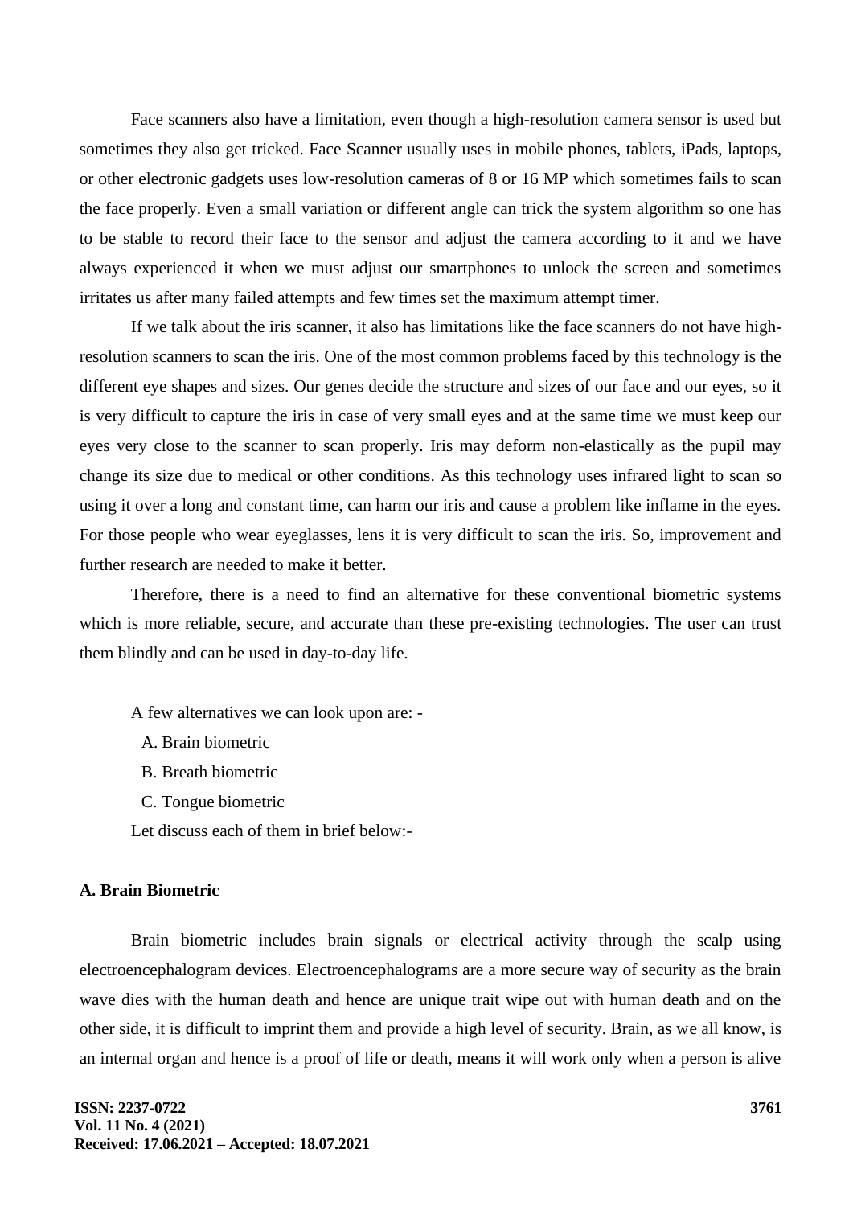Face scanners also have a limitation, even though a high-resolution camera sensor is used but sometimes they also get tricked. Face Scanner usually uses in mobile phones, tablets, iPads, laptops, or other electronic gadgets uses low-resolution cameras of 8 or 16 MP which sometimes fails to scan the face properly. Even a small variation or different angle can trick the system algorithm so one has to be stable to record their face to the sensor and adjust the camera according to it and we have always experienced it when we must adjust our smartphones to unlock the screen and sometimes irritates us after many failed attempts and few times set the maximum attempt timer.

If we talk about the iris scanner, it also has limitations like the face scanners do not have high-resolution scanners to scan the iris. One of the most common problems faced by this technology is the different eye shapes and sizes. Our genes decide the structure and sizes of our face and our eyes, so it is very difficult to capture the iris in case of very small eyes and at the same time we must keep our eyes very close to the scanner to scan properly. Iris may deform non-elastically as the pupil may change its size due to medical or other conditions. As this technology uses infrared light to scan so using it over a long and constant time, can harm our iris and cause a problem like inflame in the eyes. For those people who wear eyeglasses, lens it is very difficult to scan the iris. So, improvement and further research are needed to make it better.

Therefore, there is a need to find an alternative for these conventional biometric systems which is more reliable, secure, and accurate than these pre-existing technologies. The user can trust them blindly and can be used in day-to-day life.

A few alternatives we can look upon are: -

A. Brain biometric

B. Breath biometric

C. Tongue biometric

Let discuss each of them in brief below:-

**A. Brain Biometric**

Brain biometric includes brain signals or electrical activity through the scalp using electroencephalogram devices. Electroencephalograms are a more secure way of security as the brain wave dies with the human death and hence are unique trait wipe out with human death and on the other side, it is difficult to imprint them and provide a high level of security. Brain, as we all know, is an internal organ and hence is a proof of life or death, means it will work only when a person is alive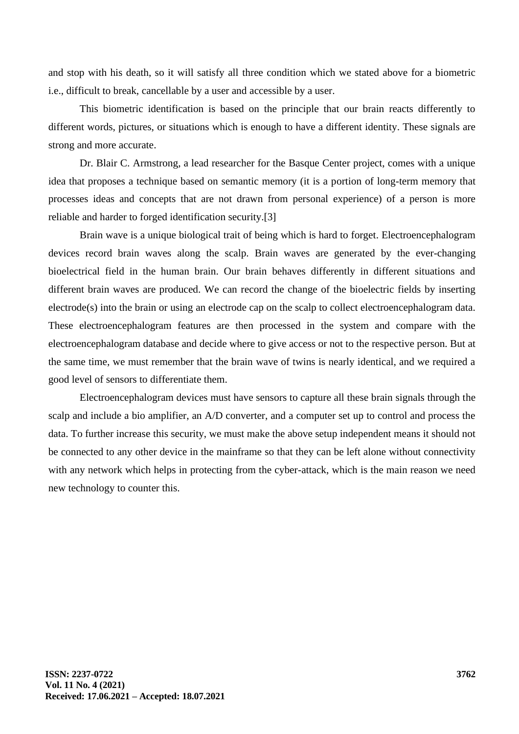and stop with his death, so it will satisfy all three condition which we stated above for a biometric i.e., difficult to break, cancellable by a user and accessible by a user.

This biometric identification is based on the principle that our brain reacts differently to different words, pictures, or situations which is enough to have a different identity. These signals are strong and more accurate.

Dr. Blair C. Armstrong, a lead researcher for the Basque Center project, comes with a unique idea that proposes a technique based on semantic memory (it is a portion of long-term memory that processes ideas and concepts that are not drawn from personal experience) of a person is more reliable and harder to forged identification security.[3]

Brain wave is a unique biological trait of being which is hard to forget. Electroencephalogram devices record brain waves along the scalp. Brain waves are generated by the ever-changing bioelectrical field in the human brain. Our brain behaves differently in different situations and different brain waves are produced. We can record the change of the bioelectric fields by inserting electrode(s) into the brain or using an electrode cap on the scalp to collect electroencephalogram data. These electroencephalogram features are then processed in the system and compare with the electroencephalogram database and decide where to give access or not to the respective person. But at the same time, we must remember that the brain wave of twins is nearly identical, and we required a good level of sensors to differentiate them.

Electroencephalogram devices must have sensors to capture all these brain signals through the scalp and include a bio amplifier, an A/D converter, and a computer set up to control and process the data. To further increase this security, we must make the above setup independent means it should not be connected to any other device in the mainframe so that they can be left alone without connectivity with any network which helps in protecting from the cyber-attack, which is the main reason we need new technology to counter this.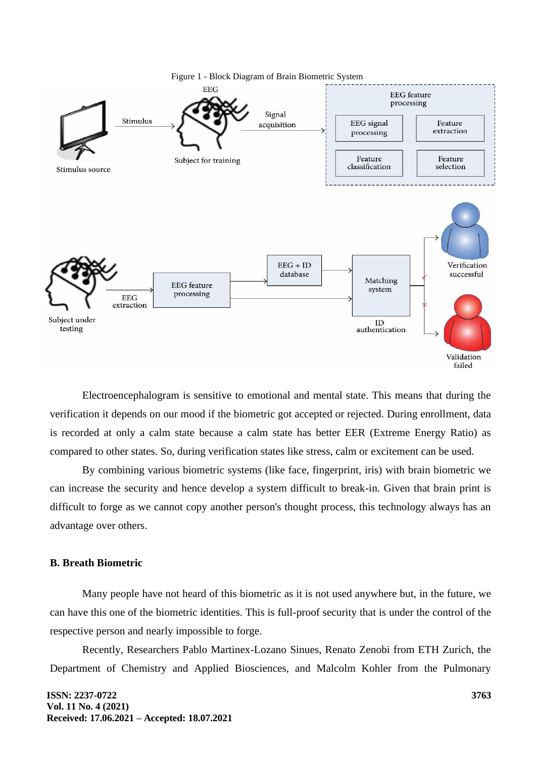Figure 1 - Block Diagram of Brain Biometric System

Electroencephalogram is sensitive to emotional and mental state. This means that during the verification it depends on our mood if the biometric got accepted or rejected. During enrollment, data is recorded at only a calm state because a calm state has better EER (Extreme Energy Ratio) as compared to other states. So, during verification states like stress, calm or excitement can be used.

By combining various biometric systems (like face, fingerprint, iris) with brain biometric we can increase the security and hence develop a system difficult to break-in. Given that brain print is difficult to forge as we cannot copy another person's thought process, this technology always has an advantage over others.

### B. Breath Biometric

Many people have not heard of this biometric as it is not used anywhere but, in the future, we can have this one of the biometric identities. This is full-proof security that is under the control of the respective person and nearly impossible to forge.

Recently, Researchers Pablo Martinex-Lozano Sinues, Renato Zenobi from ETH Zurich, the Department of Chemistry and Applied Biosciences, and Malcolm Kohler from the Pulmonary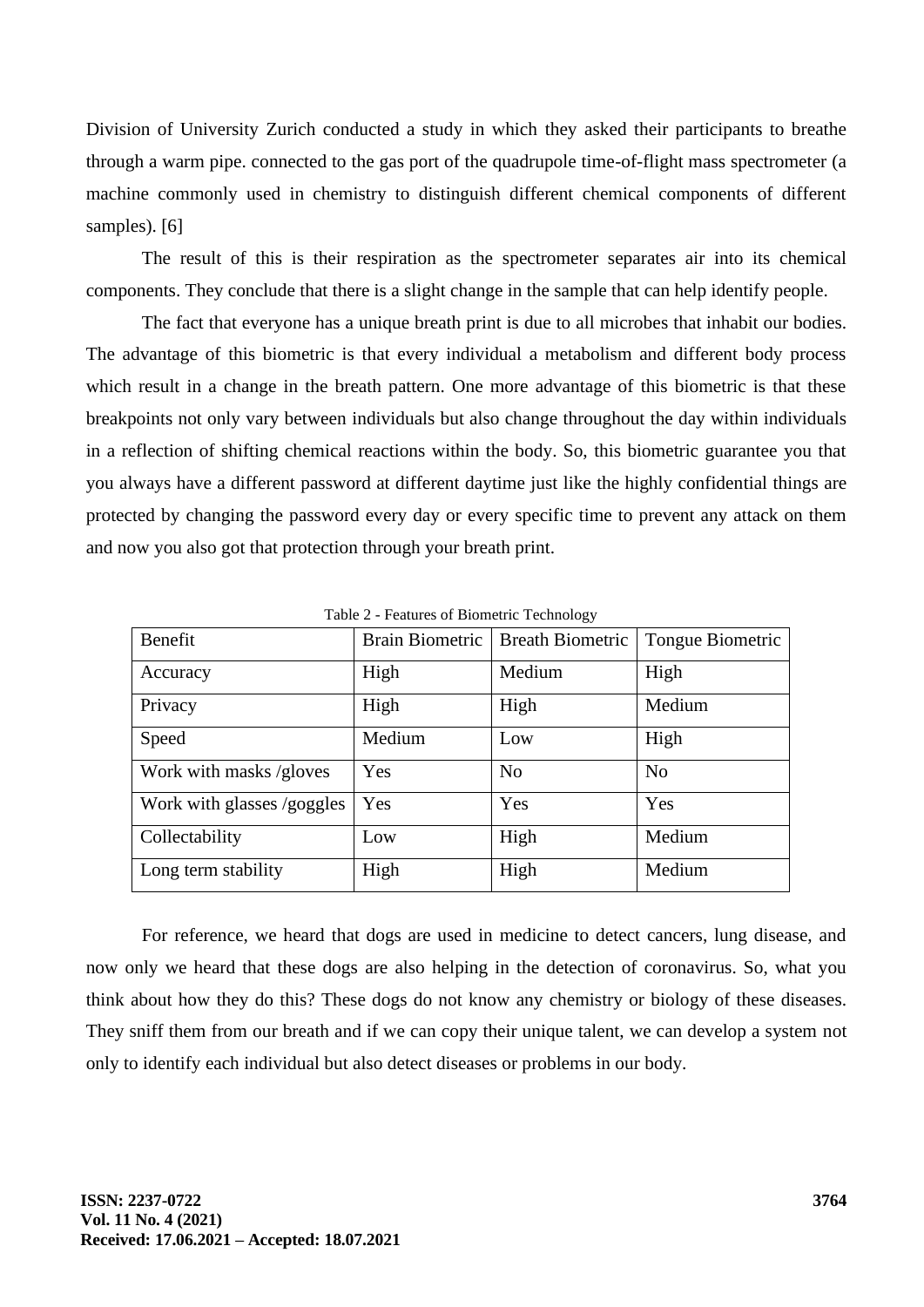Division of University Zurich conducted a study in which they asked their participants to breathe through a warm pipe. connected to the gas port of the quadrupole time-of-flight mass spectrometer (a machine commonly used in chemistry to distinguish different chemical components of different samples). [6]

The result of this is their respiration as the spectrometer separates air into its chemical components. They conclude that there is a slight change in the sample that can help identify people.

The fact that everyone has a unique breath print is due to all microbes that inhabit our bodies. The advantage of this biometric is that every individual a metabolism and different body process which result in a change in the breath pattern. One more advantage of this biometric is that these breakpoints not only vary between individuals but also change throughout the day within individuals in a reflection of shifting chemical reactions within the body. So, this biometric guarantee you that you always have a different password at different daytime just like the highly confidential things are protected by changing the password every day or every specific time to prevent any attack on them and now you also got that protection through your breath print.

Table 2 - Features of Biometric Technology

| Benefit | Brain Biometric | Breath Biometric | Tongue Biometric |
|---|---|---|---|
| Accuracy | High | Medium | High |
| Privacy | High | High | Medium |
| Speed | Medium | Low | High |
| Work with masks /gloves | Yes | No | No |
| Work with glasses /goggles | Yes | Yes | Yes |
| Collectability | Low | High | Medium |
| Long term stability | High | High | Medium |

For reference, we heard that dogs are used in medicine to detect cancers, lung disease, and now only we heard that these dogs are also helping in the detection of coronavirus. So, what you think about how they do this? These dogs do not know any chemistry or biology of these diseases. They sniff them from our breath and if we can copy their unique talent, we can develop a system not only to identify each individual but also detect diseases or problems in our body.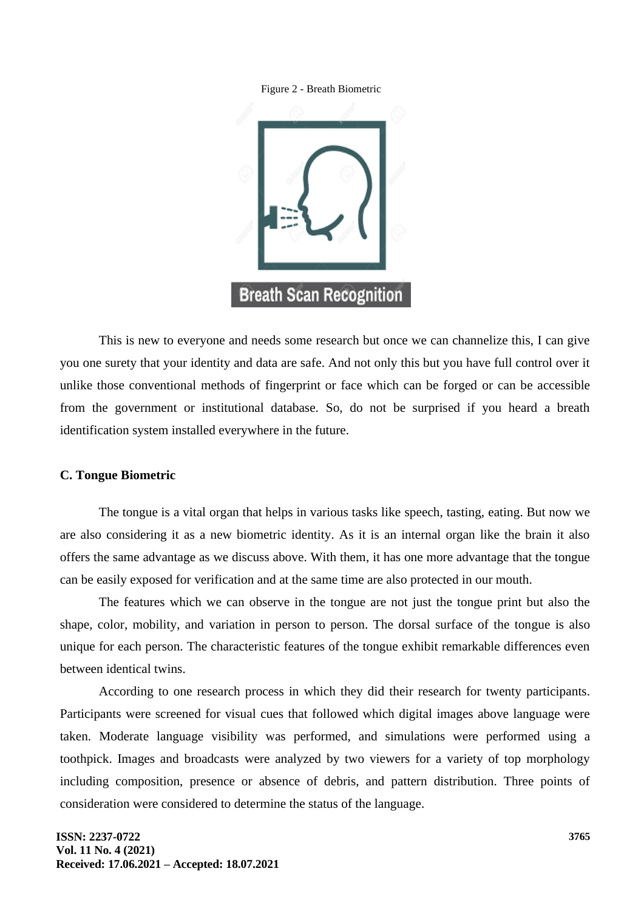Figure 2 - Breath Biometric

This is new to everyone and needs some research but once we can channelize this, I can give you one surety that your identity and data are safe. And not only this but you have full control over it unlike those conventional methods of fingerprint or face which can be forged or can be accessible from the government or institutional database. So, do not be surprised if you heard a breath identification system installed everywhere in the future.

### C. Tongue Biometric

The tongue is a vital organ that helps in various tasks like speech, tasting, eating. But now we are also considering it as a new biometric identity. As it is an internal organ like the brain it also offers the same advantage as we discuss above. With them, it has one more advantage that the tongue can be easily exposed for verification and at the same time are also protected in our mouth.

The features which we can observe in the tongue are not just the tongue print but also the shape, color, mobility, and variation in person to person. The dorsal surface of the tongue is also unique for each person. The characteristic features of the tongue exhibit remarkable differences even between identical twins.

According to one research process in which they did their research for twenty participants. Participants were screened for visual cues that followed which digital images above language were taken. Moderate language visibility was performed, and simulations were performed using a toothpick. Images and broadcasts were analyzed by two viewers for a variety of top morphology including composition, presence or absence of debris, and pattern distribution. Three points of consideration were considered to determine the status of the language.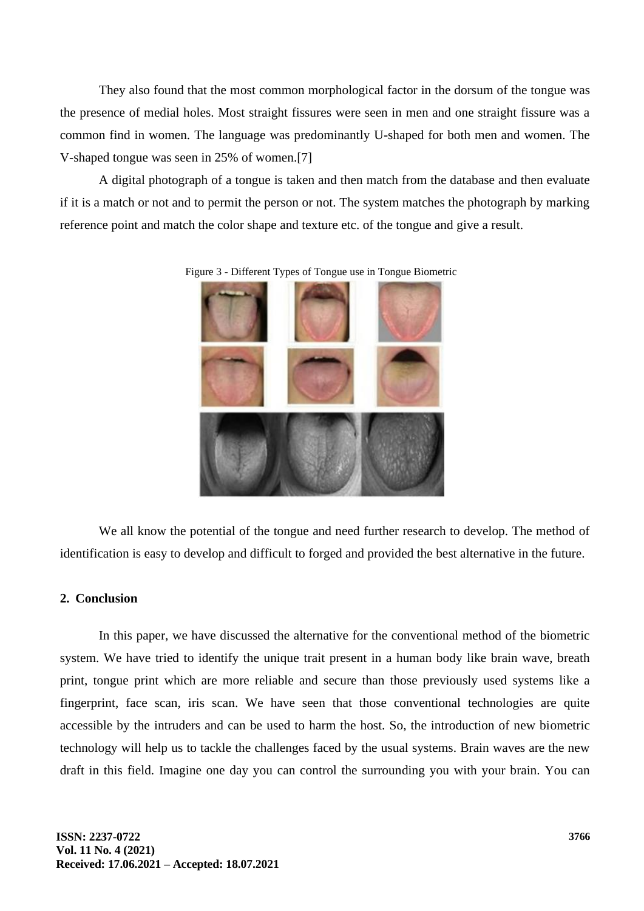They also found that the most common morphological factor in the dorsum of the tongue was the presence of medial holes. Most straight fissures were seen in men and one straight fissure was a common find in women. The language was predominantly U-shaped for both men and women. The V-shaped tongue was seen in 25% of women.[7]

A digital photograph of a tongue is taken and then match from the database and then evaluate if it is a match or not and to permit the person or not. The system matches the photograph by marking reference point and match the color shape and texture etc. of the tongue and give a result.

Figure 3 - Different Types of Tongue use in Tongue Biometric

We all know the potential of the tongue and need further research to develop. The method of identification is easy to develop and difficult to forged and provided the best alternative in the future.

## 2. Conclusion

In this paper, we have discussed the alternative for the conventional method of the biometric system. We have tried to identify the unique trait present in a human body like brain wave, breath print, tongue print which are more reliable and secure than those previously used systems like a fingerprint, face scan, iris scan. We have seen that those conventional technologies are quite accessible by the intruders and can be used to harm the host. So, the introduction of new biometric technology will help us to tackle the challenges faced by the usual systems. Brain waves are the new draft in this field. Imagine one day you can control the surrounding you with your brain. You can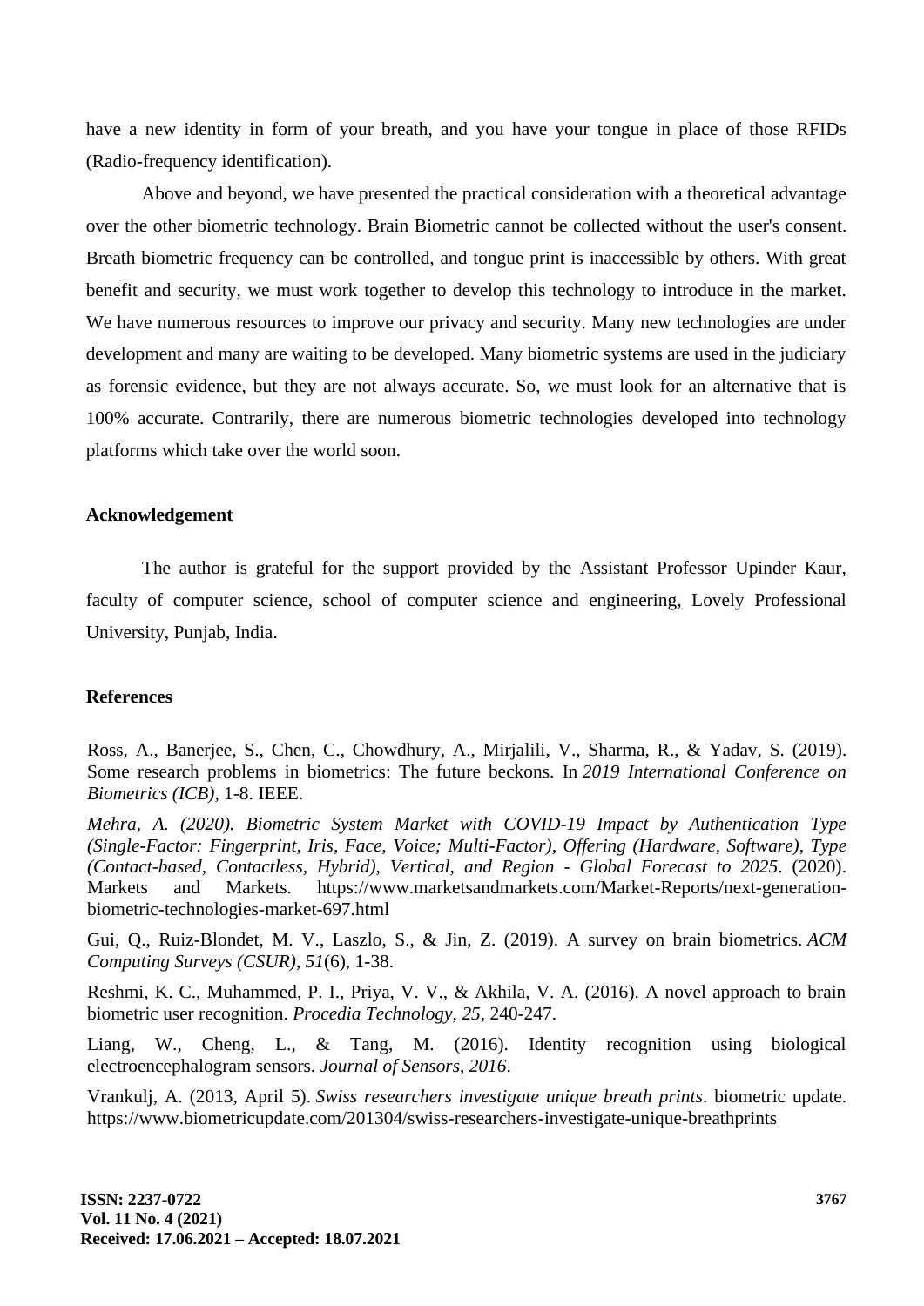have a new identity in form of your breath, and you have your tongue in place of those RFIDs (Radio-frequency identification).

Above and beyond, we have presented the practical consideration with a theoretical advantage over the other biometric technology. Brain Biometric cannot be collected without the user's consent. Breath biometric frequency can be controlled, and tongue print is inaccessible by others. With great benefit and security, we must work together to develop this technology to introduce in the market. We have numerous resources to improve our privacy and security. Many new technologies are under development and many are waiting to be developed. Many biometric systems are used in the judiciary as forensic evidence, but they are not always accurate. So, we must look for an alternative that is 100% accurate. Contrarily, there are numerous biometric technologies developed into technology platforms which take over the world soon.

## Acknowledgement

The author is grateful for the support provided by the Assistant Professor Upinder Kaur, faculty of computer science, school of computer science and engineering, Lovely Professional University, Punjab, India.

## References

Ross, A., Banerjee, S., Chen, C., Chowdhury, A., Mirjalili, V., Sharma, R., & Yadav, S. (2019). Some research problems in biometrics: The future beckons. In *2019 International Conference on Biometrics (ICB)*, 1-8. IEEE.

*Mehra, A. (2020). Biometric System Market with COVID-19 Impact by Authentication Type (Single-Factor: Fingerprint, Iris, Face, Voice; Multi-Factor), Offering (Hardware, Software), Type (Contact-based, Contactless, Hybrid), Vertical, and Region - Global Forecast to 2025*. (2020). Markets and Markets. https://www.marketsandmarkets.com/Market-Reports/next-generation-biometric-technologies-market-697.html

Gui, Q., Ruiz-Blondet, M. V., Laszlo, S., & Jin, Z. (2019). A survey on brain biometrics. *ACM Computing Surveys (CSUR)*, *51*(6), 1-38.

Reshmi, K. C., Muhammed, P. I., Priya, V. V., & Akhila, V. A. (2016). A novel approach to brain biometric user recognition. *Procedia Technology*, *25*, 240-247.

Liang, W., Cheng, L., & Tang, M. (2016). Identity recognition using biological electroencephalogram sensors. *Journal of Sensors*, *2016*.

Vrankulj, A. (2013, April 5). *Swiss researchers investigate unique breath prints*. biometric update. https://www.biometricupdate.com/201304/swiss-researchers-investigate-unique-breathprints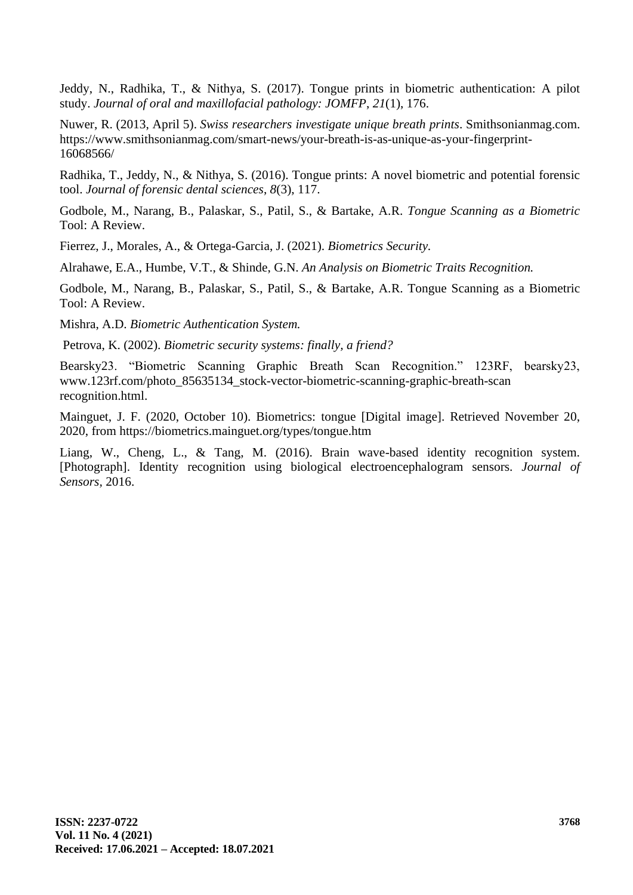Jeddy, N., Radhika, T., & Nithya, S. (2017). Tongue prints in biometric authentication: A pilot study. *Journal of oral and maxillofacial pathology: JOMFP*, *21*(1), 176.

Nuwer, R. (2013, April 5). *Swiss researchers investigate unique breath prints*. Smithsonianmag.com. https://www.smithsonianmag.com/smart-news/your-breath-is-as-unique-as-your-fingerprint-16068566/

Radhika, T., Jeddy, N., & Nithya, S. (2016). Tongue prints: A novel biometric and potential forensic tool. *Journal of forensic dental sciences*, *8*(3), 117.

Godbole, M., Narang, B., Palaskar, S., Patil, S., & Bartake, A.R. *Tongue Scanning as a Biometric* Tool: A Review.

Fierrez, J., Morales, A., & Ortega-Garcia, J. (2021). *Biometrics Security.*

Alrahawe, E.A., Humbe, V.T., & Shinde, G.N. *An Analysis on Biometric Traits Recognition.*

Godbole, M., Narang, B., Palaskar, S., Patil, S., & Bartake, A.R. Tongue Scanning as a Biometric Tool: A Review.

Mishra, A.D. *Biometric Authentication System.*

Petrova, K. (2002). *Biometric security systems: finally, a friend?*

Bearsky23. "Biometric Scanning Graphic Breath Scan Recognition." 123RF, bearsky23, www.123rf.com/photo_85635134_stock-vector-biometric-scanning-graphic-breath-scan recognition.html.

Mainguet, J. F. (2020, October 10). Biometrics: tongue [Digital image]. Retrieved November 20, 2020, from https://biometrics.mainguet.org/types/tongue.htm

Liang, W., Cheng, L., & Tang, M. (2016). Brain wave-based identity recognition system. [Photograph]. Identity recognition using biological electroencephalogram sensors. *Journal of Sensors*, 2016.